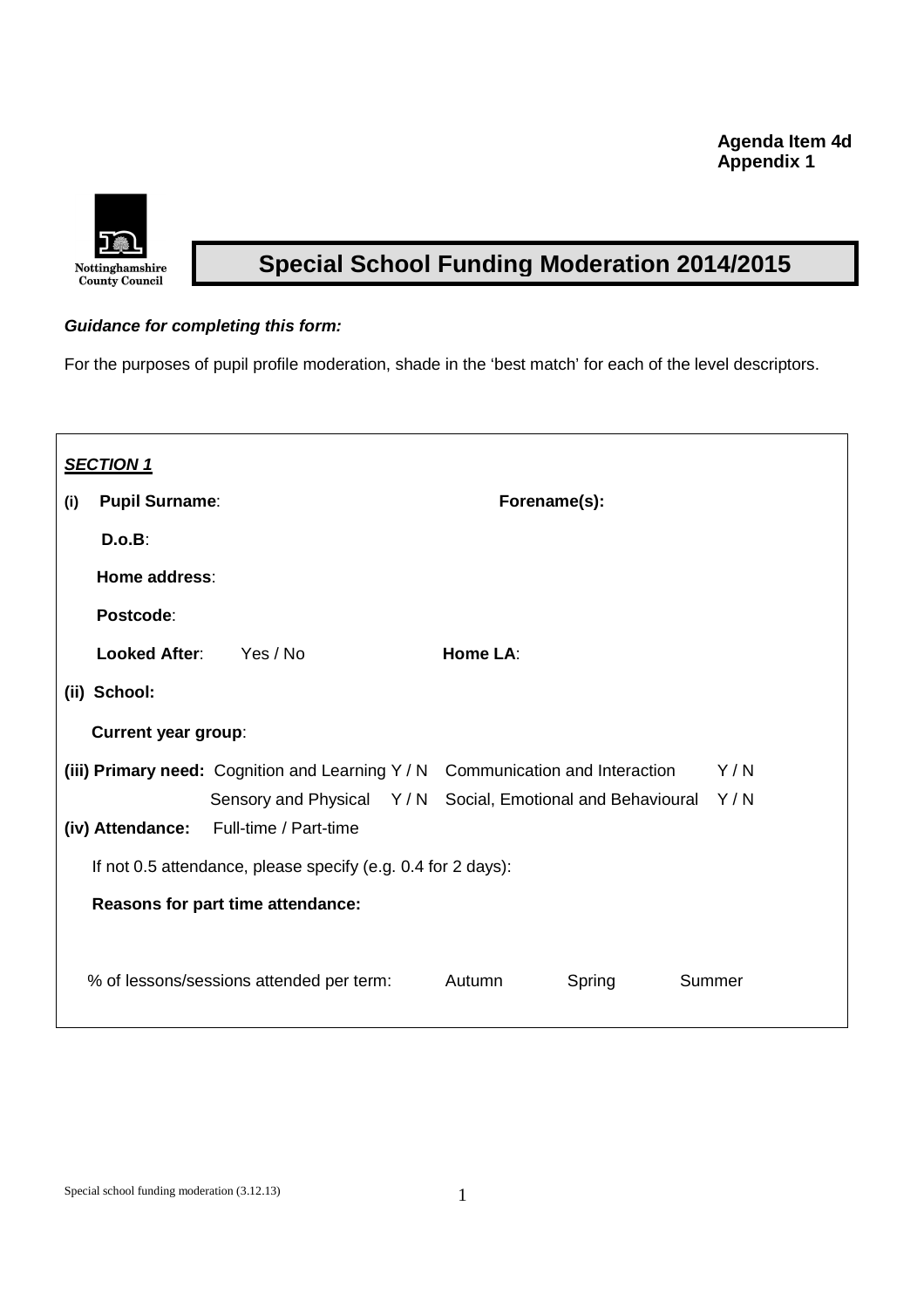**Agenda Item 4d**
**Appendix 1**

Nottinghamshire County Council

# Special School Funding Moderation 2014/2015

***Guidance for completing this form:***

For the purposes of pupil profile moderation, shade in the 'best match' for each of the level descriptors.

***SECTION 1***

**(i) Pupil Surname**: **Forename(s):**

**D.o.B**:

**Home address**:

**Postcode**:

**Looked After**: Yes / No **Home LA**:

**(ii) School:**

**Current year group**:

**(iii) Primary need:** Cognition and Learning Y / N Communication and Interaction Y / N

Sensory and Physical Y / N Social, Emotional and Behavioural Y / N

**(iv) Attendance:** Full-time / Part-time

If not 0.5 attendance, please specify (e.g. 0.4 for 2 days):

**Reasons for part time attendance:**

% of lessons/sessions attended per term: Autumn Spring Summer

Special school funding moderation (3.12.13)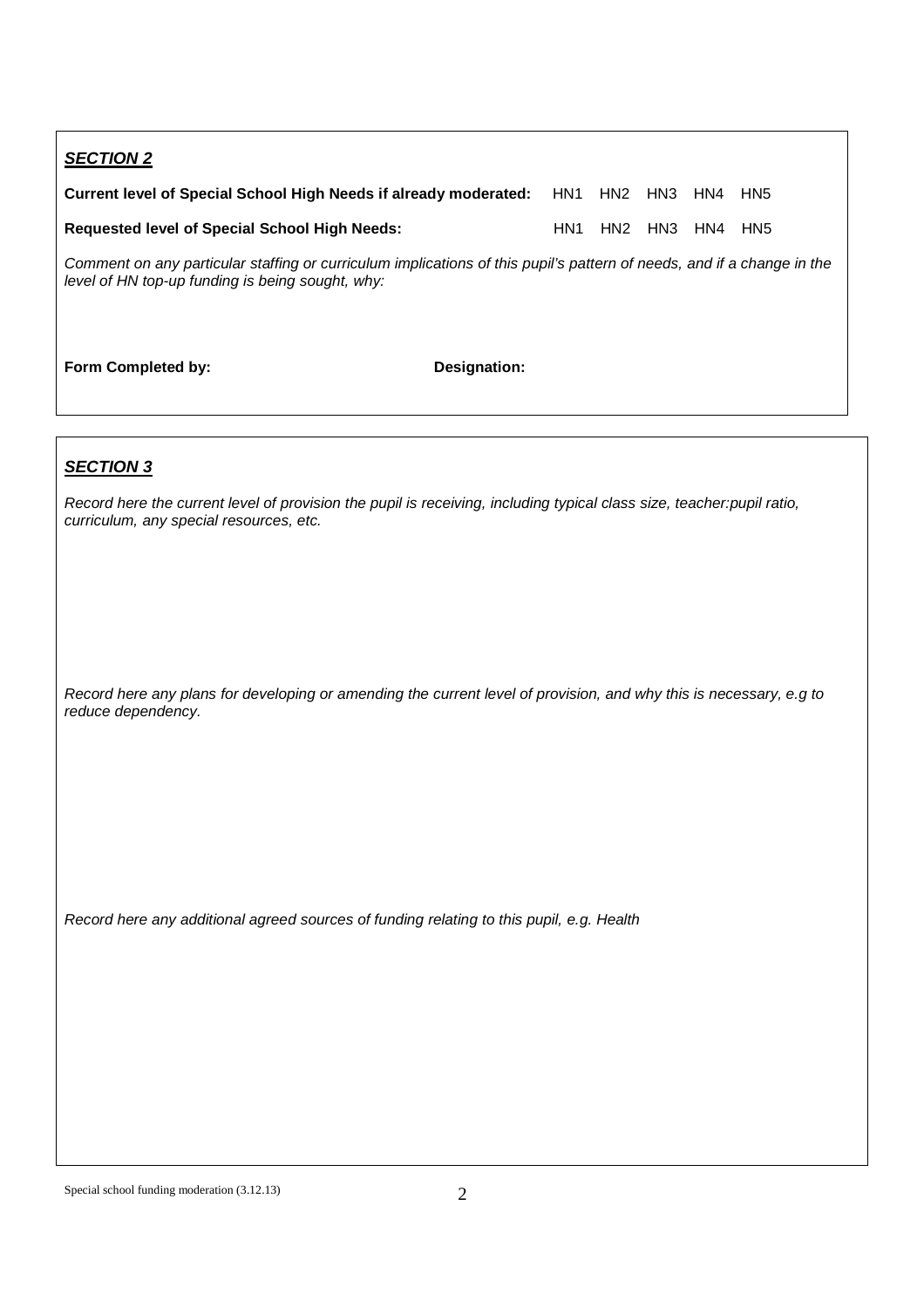***SECTION 2***

**Current level of Special School High Needs if already moderated:** HN1 HN2 HN3 HN4 HN5

**Requested level of Special School High Needs:** HN1 HN2 HN3 HN4 HN5

*Comment on any particular staffing or curriculum implications of this pupil's pattern of needs, and if a change in the level of HN top-up funding is being sought, why:*

**Form Completed by:** **Designation:**

***SECTION 3***

*Record here the current level of provision the pupil is receiving, including typical class size, teacher:pupil ratio, curriculum, any special resources, etc.*

*Record here any plans for developing or amending the current level of provision, and why this is necessary, e.g to reduce dependency.*

*Record here any additional agreed sources of funding relating to this pupil, e.g. Health*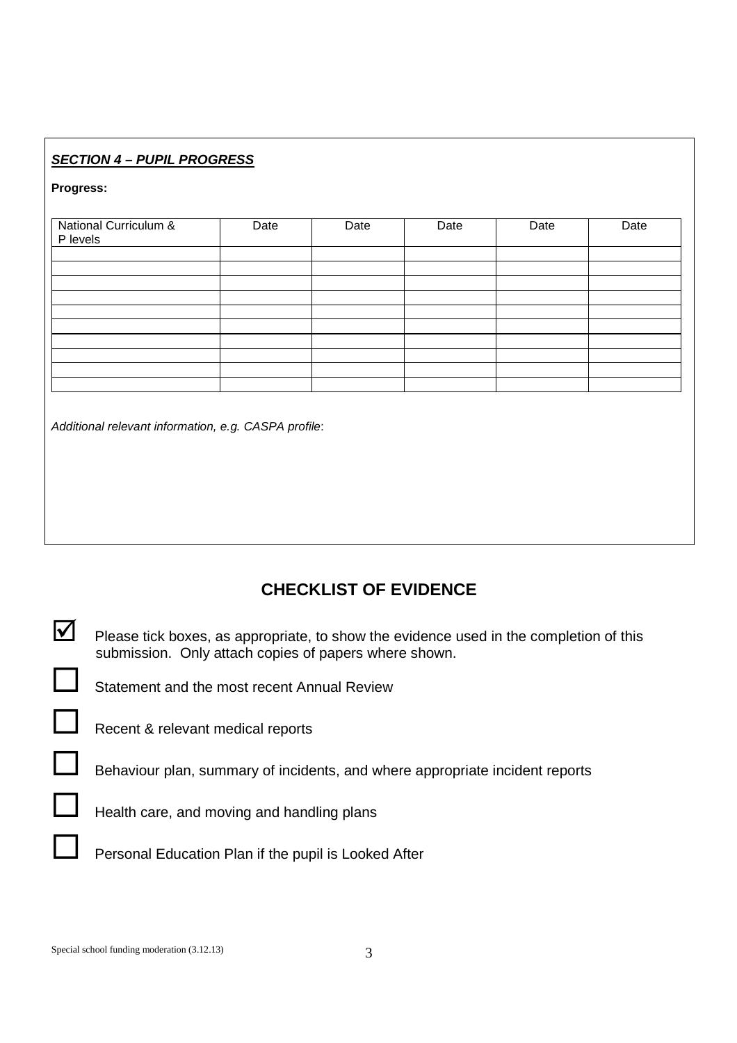***SECTION 4 – PUPIL PROGRESS***

**Progress:**

| National Curriculum & P levels | Date | Date | Date | Date | Date |
|---|---|---|---|---|---|
| | | | | | |
| | | | | | |
| | | | | | |
| | | | | | |
| | | | | | |
| | | | | | |
| | | | | | |
| | | | | | |
| | | | | | |
| | | | | | |

*Additional relevant information, e.g. CASPA profile*:

## CHECKLIST OF EVIDENCE

☑ Please tick boxes, as appropriate, to show the evidence used in the completion of this submission. Only attach copies of papers where shown.

☐ Statement and the most recent Annual Review

☐ Recent & relevant medical reports

☐ Behaviour plan, summary of incidents, and where appropriate incident reports

☐ Health care, and moving and handling plans

☐ Personal Education Plan if the pupil is Looked After

Special school funding moderation (3.12.13)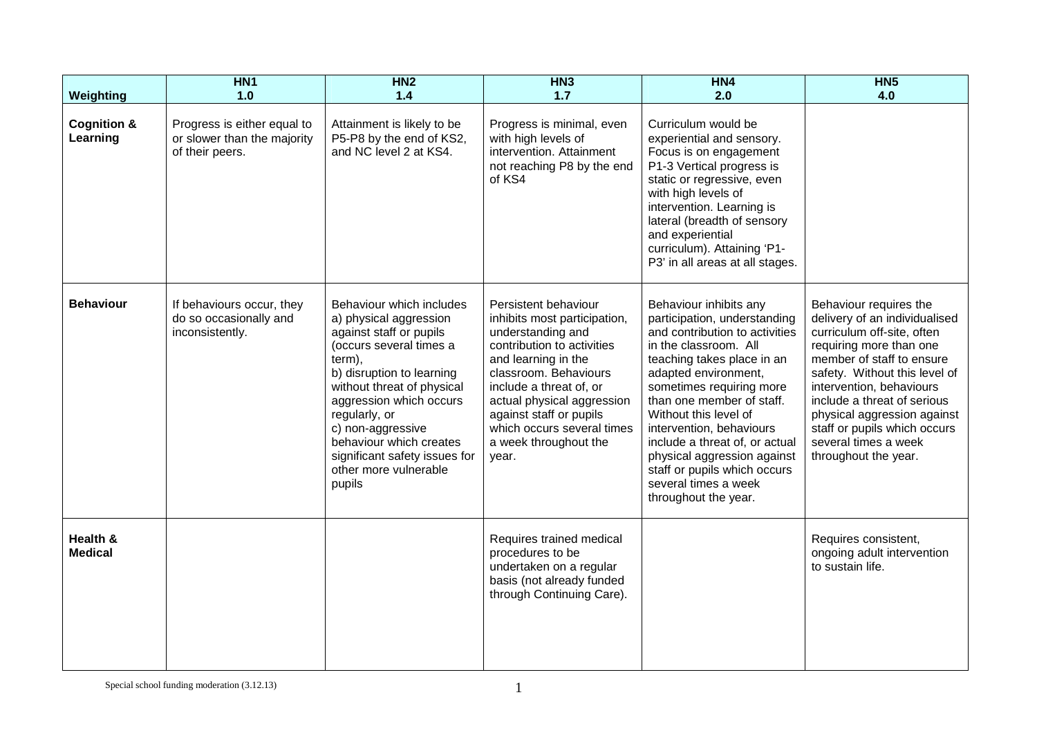| Weighting | HN1<br>1.0 | HN2<br>1.4 | HN3<br>1.7 | HN4<br>2.0 | HN5<br>4.0 |
|---|---|---|---|---|---|
| **Cognition & Learning** | Progress is either equal to or slower than the majority of their peers. | Attainment is likely to be P5-P8 by the end of KS2, and NC level 2 at KS4. | Progress is minimal, even with high levels of intervention. Attainment not reaching P8 by the end of KS4 | Curriculum would be experiential and sensory. Focus is on engagement P1-3 Vertical progress is static or regressive, even with high levels of intervention. Learning is lateral (breadth of sensory and experiential curriculum). Attaining 'P1-P3' in all areas at all stages. | |
| **Behaviour** | If behaviours occur, they do so occasionally and inconsistently. | Behaviour which includes a) physical aggression against staff or pupils (occurs several times a term),<br>b) disruption to learning without threat of physical aggression which occurs regularly, or<br>c) non-aggressive behaviour which creates significant safety issues for other more vulnerable pupils | Persistent behaviour inhibits most participation, understanding and contribution to activities and learning in the classroom. Behaviours include a threat of, or actual physical aggression against staff or pupils which occurs several times a week throughout the year. | Behaviour inhibits any participation, understanding and contribution to activities in the classroom. All teaching takes place in an adapted environment, sometimes requiring more than one member of staff. Without this level of intervention, behaviours include a threat of, or actual physical aggression against staff or pupils which occurs several times a week throughout the year. | Behaviour requires the delivery of an individualised curriculum off-site, often requiring more than one member of staff to ensure safety. Without this level of intervention, behaviours include a threat of serious physical aggression against staff or pupils which occurs several times a week throughout the year. |
| **Health & Medical** | | | Requires trained medical procedures to be undertaken on a regular basis (not already funded through Continuing Care). | | Requires consistent, ongoing adult intervention to sustain life. |

Special school funding moderation (3.12.13)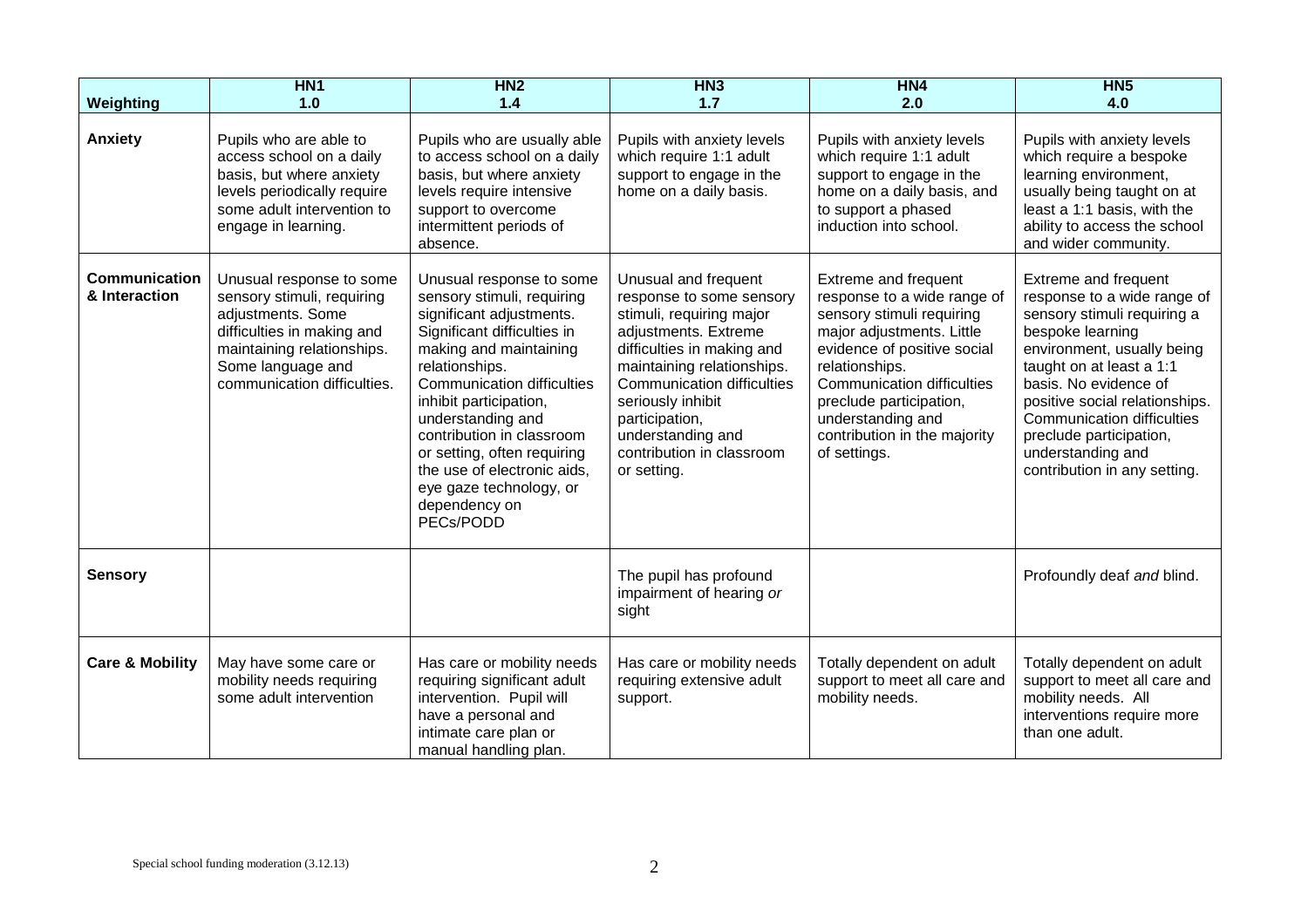| Weighting | HN1<br>1.0 | HN2<br>1.4 | HN3<br>1.7 | HN4<br>2.0 | HN5<br>4.0 |
|---|---|---|---|---|---|
| **Anxiety** | Pupils who are able to access school on a daily basis, but where anxiety levels periodically require some adult intervention to engage in learning. | Pupils who are usually able to access school on a daily basis, but where anxiety levels require intensive support to overcome intermittent periods of absence. | Pupils with anxiety levels which require 1:1 adult support to engage in the home on a daily basis. | Pupils with anxiety levels which require 1:1 adult support to engage in the home on a daily basis, and to support a phased induction into school. | Pupils with anxiety levels which require a bespoke learning environment, usually being taught on at least a 1:1 basis, with the ability to access the school and wider community. |
| **Communication & Interaction** | Unusual response to some sensory stimuli, requiring adjustments. Some difficulties in making and maintaining relationships. Some language and communication difficulties. | Unusual response to some sensory stimuli, requiring some significant adjustments. Significant difficulties in making and maintaining relationships. Communication difficulties inhibit participation, understanding and contribution in classroom or setting, often requiring the use of electronic aids, eye gaze technology, or dependency on PECs/PODD | Unusual and frequent response to some sensory stimuli, requiring major adjustments. Extreme difficulties in making and maintaining relationships. Communication difficulties seriously inhibit participation, understanding and contribution in classroom or setting. | Extreme and frequent response to a wide range of sensory stimuli requiring major adjustments. Little evidence of positive social relationships. Communication difficulties preclude participation, understanding and contribution in the majority of settings. | Extreme and frequent response to a wide range of sensory stimuli requiring a bespoke learning environment, usually being taught on at least a 1:1 basis. No evidence of positive social relationships. Communication difficulties preclude participation, understanding and contribution in any setting. |
| **Sensory** | | | The pupil has profound impairment of hearing *or* sight | | Profoundly deaf *and* blind. |
| **Care & Mobility** | May have some care or mobility needs requiring some adult intervention | Has care or mobility needs requiring significant adult intervention. Pupil will have a personal and intimate care plan or manual handling plan. | Has care or mobility needs requiring extensive adult support. | Totally dependent on adult support to meet all care and mobility needs. | Totally dependent on adult support to meet all care and mobility needs. All interventions require more than one adult. |